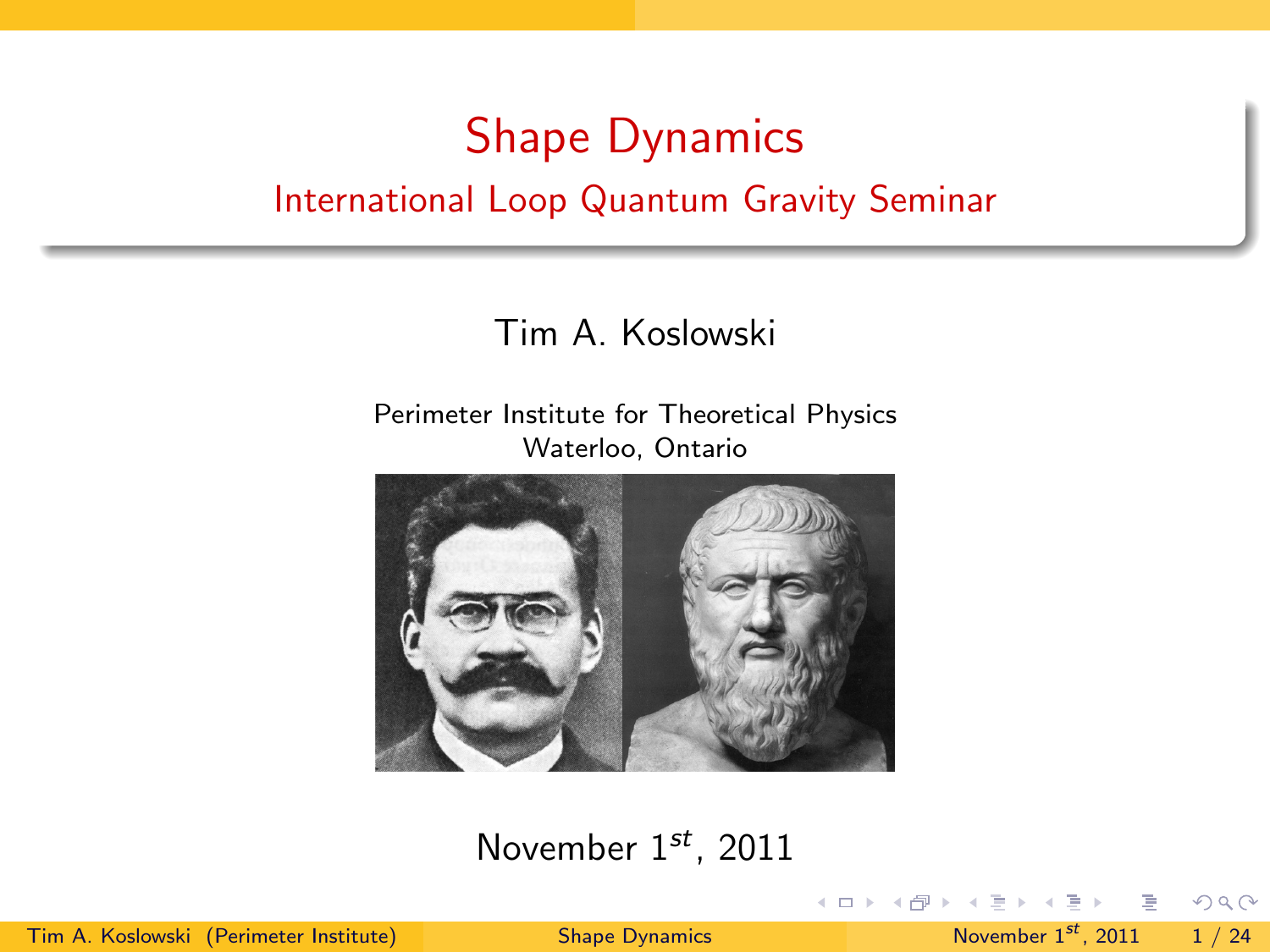# Shape Dynamics

## International Loop Quantum Gravity Seminar

Tim A. Koslowski

Perimeter Institute for Theoretical Physics
Waterloo, Ontario

November $1^{st}$, 2011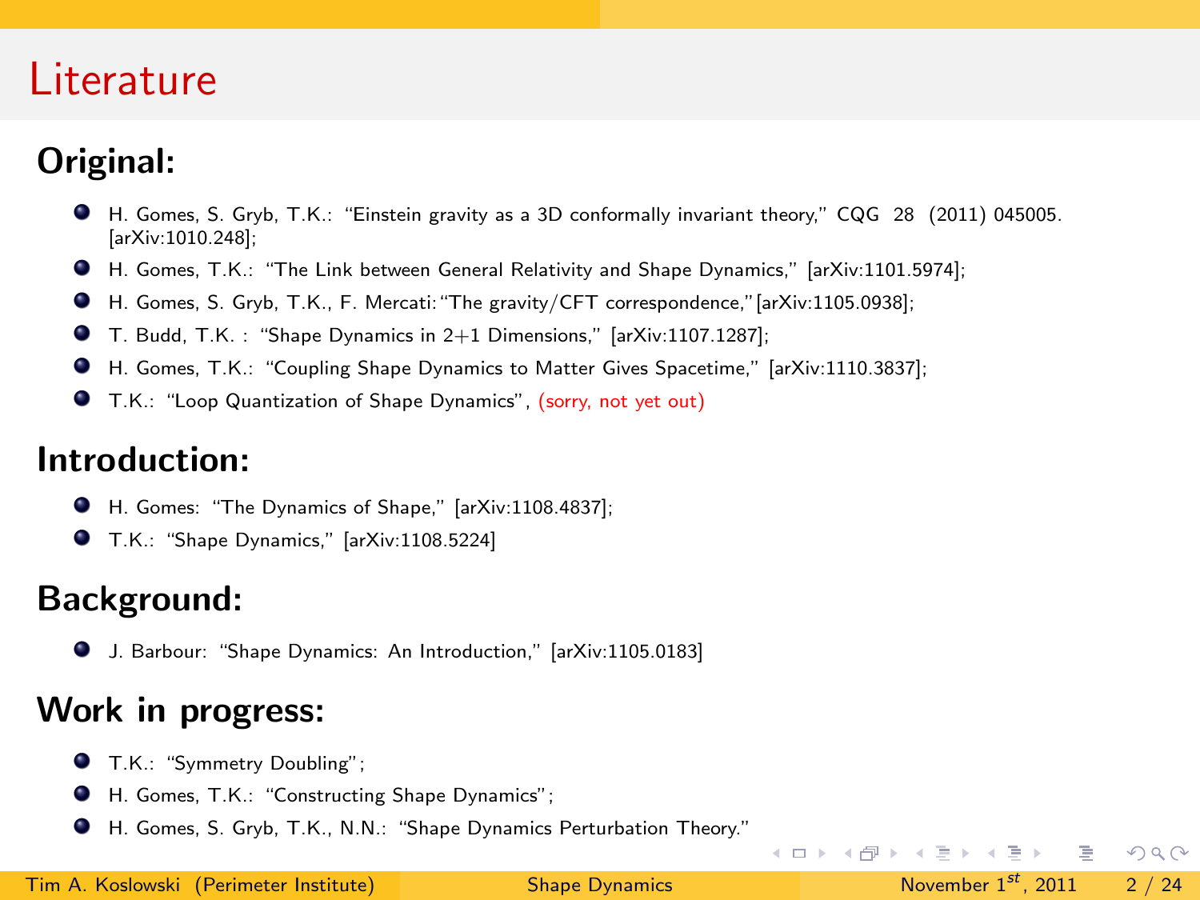# Literature

## Original:

- H. Gomes, S. Gryb, T.K.: "Einstein gravity as a 3D conformally invariant theory," CQG 28 (2011) 045005. [arXiv:1010.248];
- H. Gomes, T.K.: "The Link between General Relativity and Shape Dynamics," [arXiv:1101.5974];
- H. Gomes, S. Gryb, T.K., F. Mercati: "The gravity/CFT correspondence," [arXiv:1105.0938];
- T. Budd, T.K. : "Shape Dynamics in 2+1 Dimensions," [arXiv:1107.1287];
- H. Gomes, T.K.: "Coupling Shape Dynamics to Matter Gives Spacetime," [arXiv:1110.3837];
- T.K.: "Loop Quantization of Shape Dynamics", (sorry, not yet out)

## Introduction:

- H. Gomes: "The Dynamics of Shape," [arXiv:1108.4837];
- T.K.: "Shape Dynamics," [arXiv:1108.5224]

## Background:

- J. Barbour: "Shape Dynamics: An Introduction," [arXiv:1105.0183]

## Work in progress:

- T.K.: "Symmetry Doubling";
- H. Gomes, T.K.: "Constructing Shape Dynamics";
- H. Gomes, S. Gryb, T.K., N.N.: "Shape Dynamics Perturbation Theory."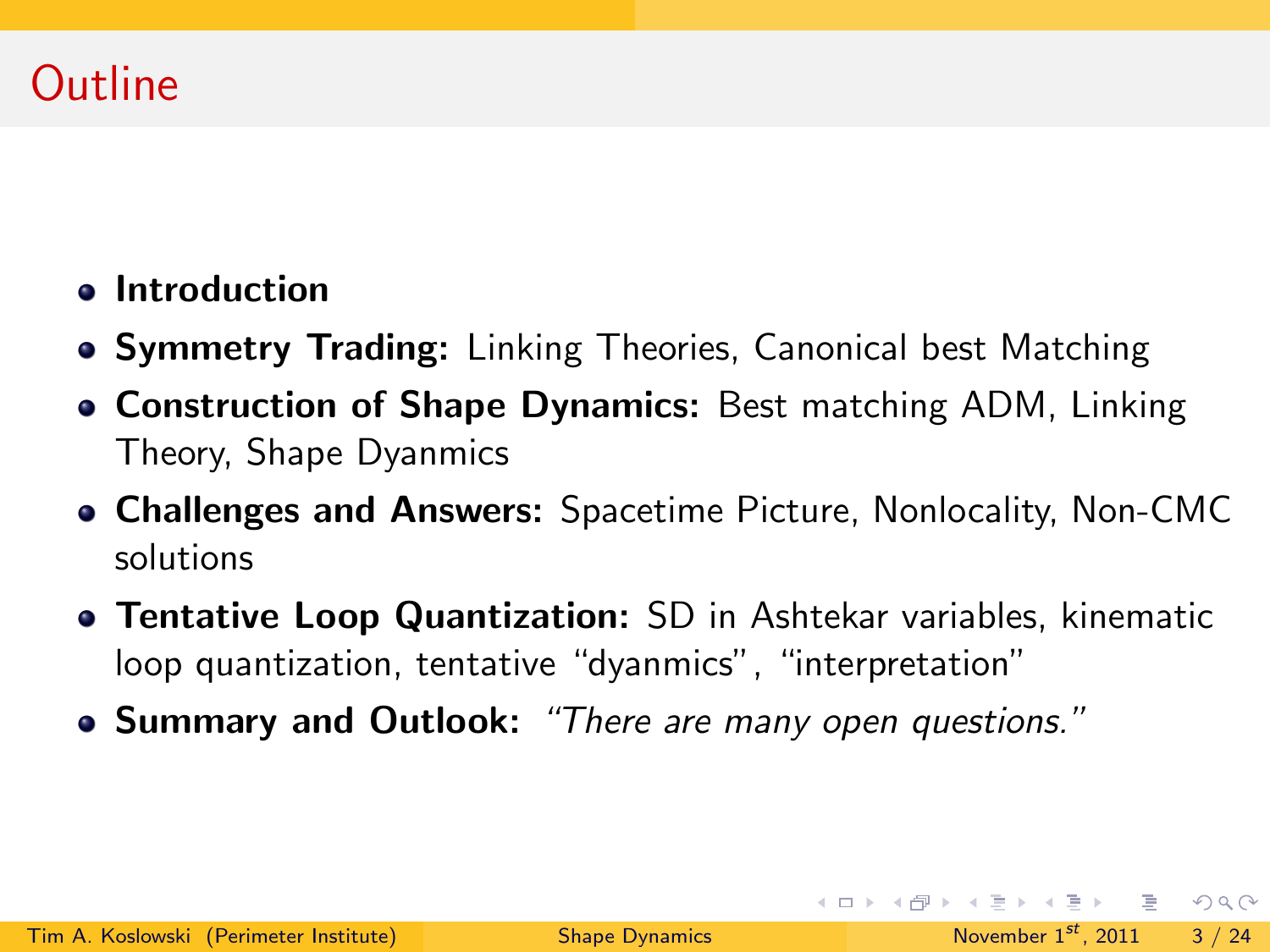# Outline

- **Introduction**
- **Symmetry Trading:** Linking Theories, Canonical best Matching
- **Construction of Shape Dynamics:** Best matching ADM, Linking Theory, Shape Dyanmics
- **Challenges and Answers:** Spacetime Picture, Nonlocality, Non-CMC solutions
- **Tentative Loop Quantization:** SD in Ashtekar variables, kinematic loop quantization, tentative "dyanmics", "interpretation"
- **Summary and Outlook:** *"There are many open questions."*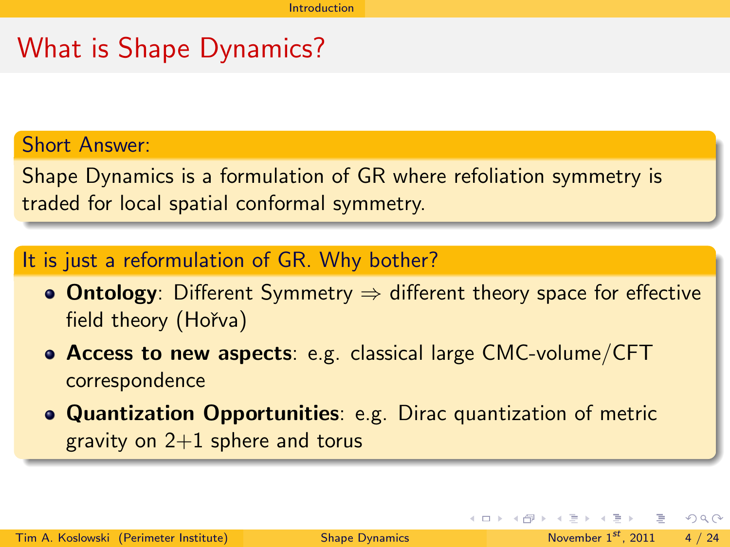# What is Shape Dynamics?

### Short Answer:

Shape Dynamics is a formulation of GR where refoliation symmetry is traded for local spatial conformal symmetry.

### It is just a reformulation of GR. Why bother?

- **Ontology**: Different Symmetry $\Rightarrow$ different theory space for effective field theory (Hořva)
- **Access to new aspects**: e.g. classical large CMC-volume/CFT correspondence
- **Quantization Opportunities**: e.g. Dirac quantization of metric gravity on 2+1 sphere and torus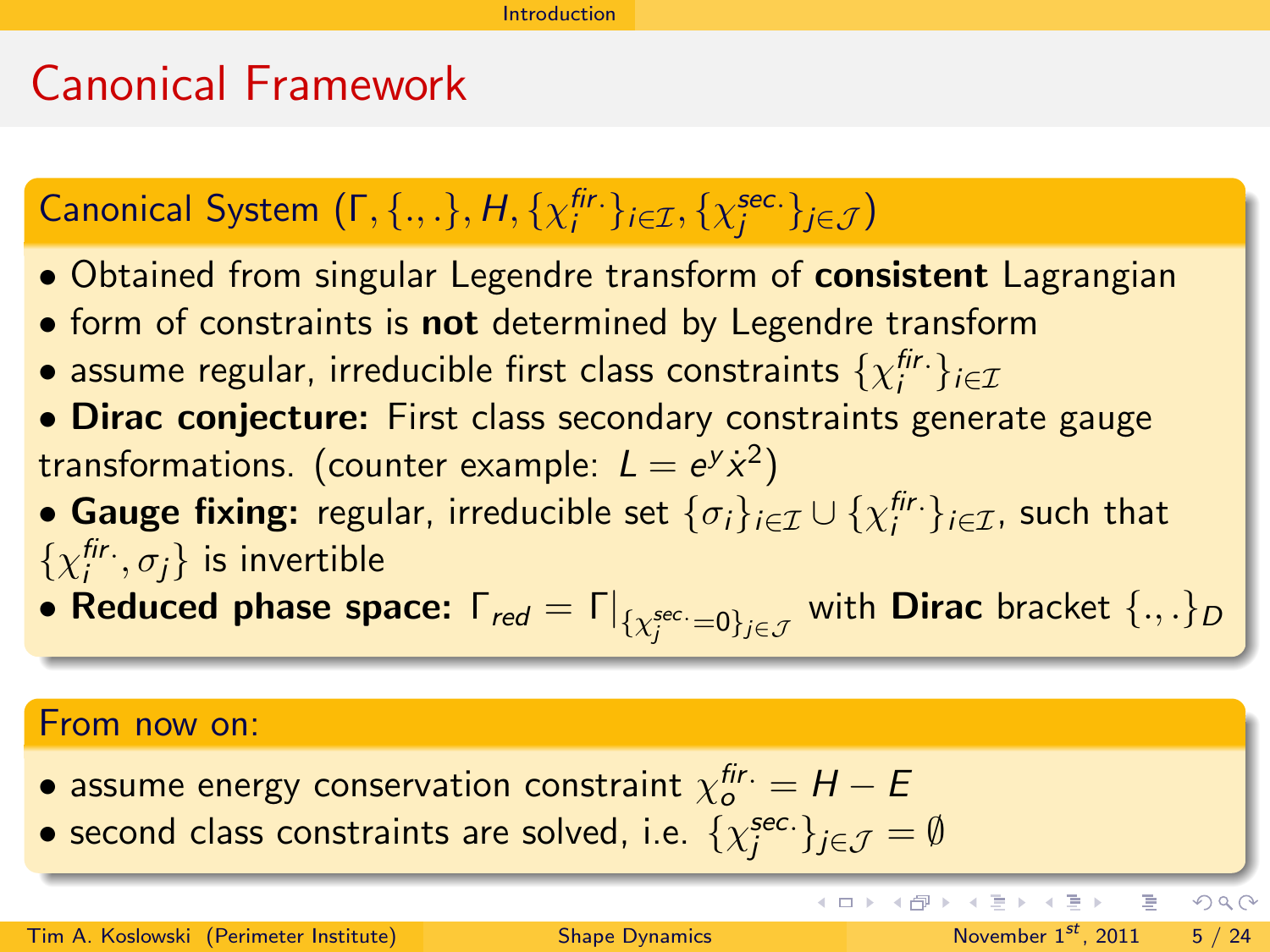# Canonical Framework

### Canonical System $(\Gamma, \{.,.\}, H, \{\chi_i^{fir.}\}_{i\in\mathcal{I}}, \{\chi_j^{sec.}\}_{j\in\mathcal{J}})$

- Obtained from singular Legendre transform of **consistent** Lagrangian
- form of constraints is **not** determined by Legendre transform
- assume regular, irreducible first class constraints $\{\chi_i^{fir.}\}_{i\in\mathcal{I}}$
- **Dirac conjecture:** First class secondary constraints generate gauge transformations. (counter example: $L = e^y \dot{x}^2$)
- **Gauge fixing:** regular, irreducible set $\{\sigma_i\}_{i\in\mathcal{I}} \cup \{\chi_i^{fir.}\}_{i\in\mathcal{I}}$, such that $\{\chi_i^{fir.}, \sigma_j\}$ is invertible
- **Reduced phase space:** $\Gamma_{red} = \Gamma|_{\{\chi_j^{sec.}=0\}_{j\in\mathcal{J}}}$ with **Dirac** bracket $\{.,.\}_D$

### From now on:

- assume energy conservation constraint $\chi_o^{fir.} = H - E$
- second class constraints are solved, i.e. $\{\chi_j^{sec.}\}_{j\in\mathcal{J}} = \emptyset$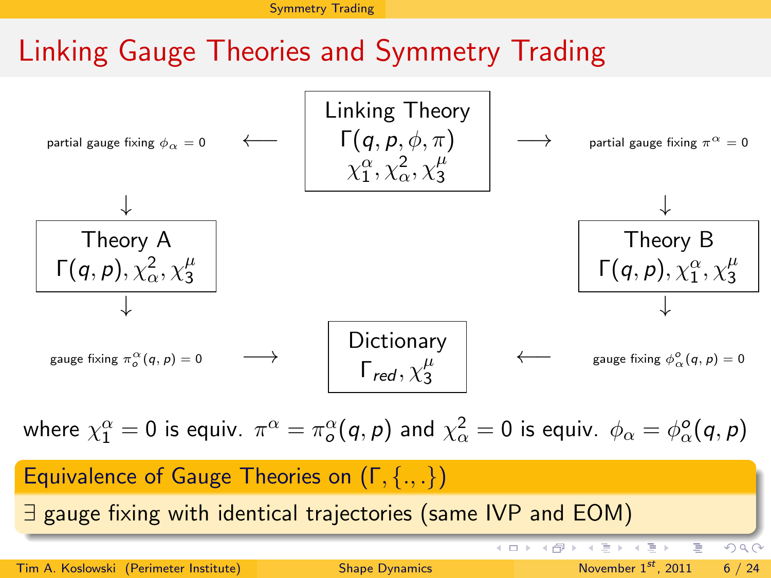# Linking Gauge Theories and Symmetry Trading

**Linking Theory**
$\Gamma(q, p, \phi, \pi)$
$\chi^\alpha_1, \chi^2_\alpha, \chi^\mu_3$

partial gauge fixing $\phi_\alpha = 0$ ⟵ Linking Theory ⟶ partial gauge fixing $\pi^\alpha = 0$

**Theory A**
$\Gamma(q, p), \chi^2_\alpha, \chi^\mu_3$

**Theory B**
$\Gamma(q, p), \chi^\alpha_1, \chi^\mu_3$

gauge fixing $\pi^\alpha_o(q, p) = 0$ ⟶ Dictionary ⟵ gauge fixing $\phi^o_\alpha(q, p) = 0$

**Dictionary**
$\Gamma_{red}, \chi^\mu_3$

where $\chi^\alpha_1 = 0$ is equiv. $\pi^\alpha = \pi^\alpha_o(q, p)$ and $\chi^2_\alpha = 0$ is equiv. $\phi_\alpha = \phi^o_\alpha(q, p)$

**Equivalence of Gauge Theories on $(\Gamma, \{.,.\})$**

$\exists$ gauge fixing with identical trajectories (same IVP and EOM)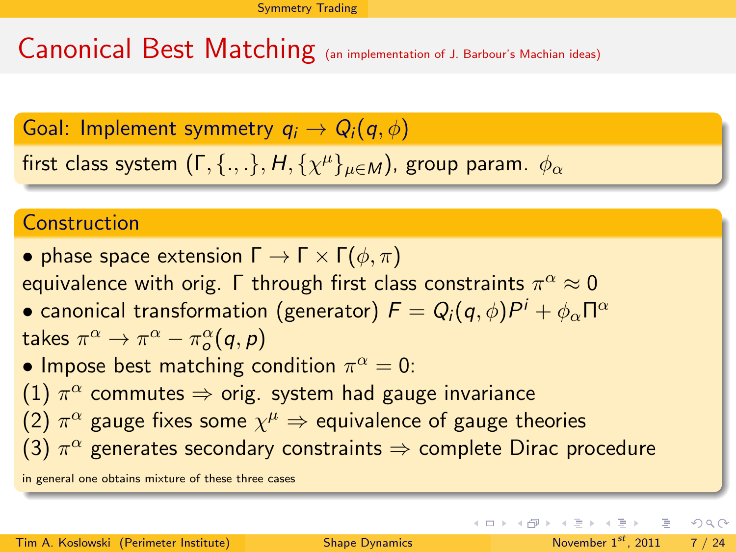# Canonical Best Matching (an implementation of J. Barbour's Machian ideas)

## Goal: Implement symmetry $q_i \to Q_i(q, \phi)$

first class system $(\Gamma, \{.,.\}, H, \{\chi^\mu\}_{\mu \in M})$, group param. $\phi_\alpha$

## Construction

- phase space extension $\Gamma \to \Gamma \times \Gamma(\phi, \pi)$

equivalence with orig. $\Gamma$ through first class constraints $\pi^\alpha \approx 0$

- canonical transformation (generator) $F = Q_i(q, \phi) P^i + \phi_\alpha \Pi^\alpha$

takes $\pi^\alpha \to \pi^\alpha - \pi^\alpha_o(q, p)$

- Impose best matching condition $\pi^\alpha = 0$:

(1) $\pi^\alpha$ commutes $\Rightarrow$ orig. system had gauge invariance

(2) $\pi^\alpha$ gauge fixes some $\chi^\mu \Rightarrow$ equivalence of gauge theories

(3) $\pi^\alpha$ generates secondary constraints $\Rightarrow$ complete Dirac procedure

in general one obtains mixture of these three cases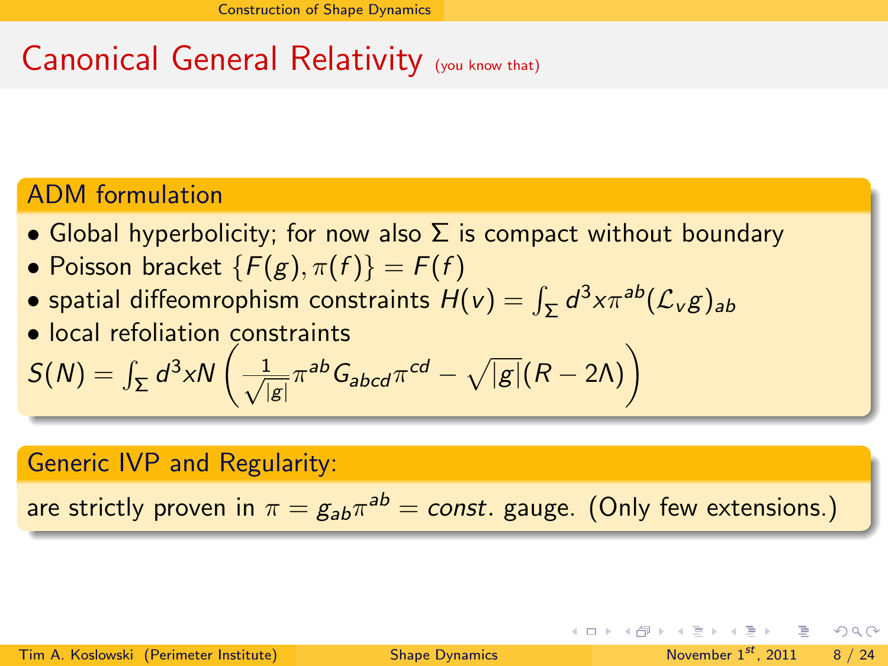# Canonical General Relativity (you know that)

## ADM formulation

- Global hyperbolicity; for now also $\Sigma$ is compact without boundary
- Poisson bracket $\{F(g), \pi(f)\} = F(f)$
- spatial diffeomrophism constraints $H(v) = \int_\Sigma d^3x \pi^{ab} (\mathcal{L}_v g)_{ab}$
- local refoliation constraints

$$S(N) = \int_\Sigma d^3x N \left( \frac{1}{\sqrt{|g|}} \pi^{ab} G_{abcd} \pi^{cd} - \sqrt{|g|}(R - 2\Lambda) \right)$$

## Generic IVP and Regularity:

are strictly proven in $\pi = g_{ab}\pi^{ab} = const.$ gauge. (Only few extensions.)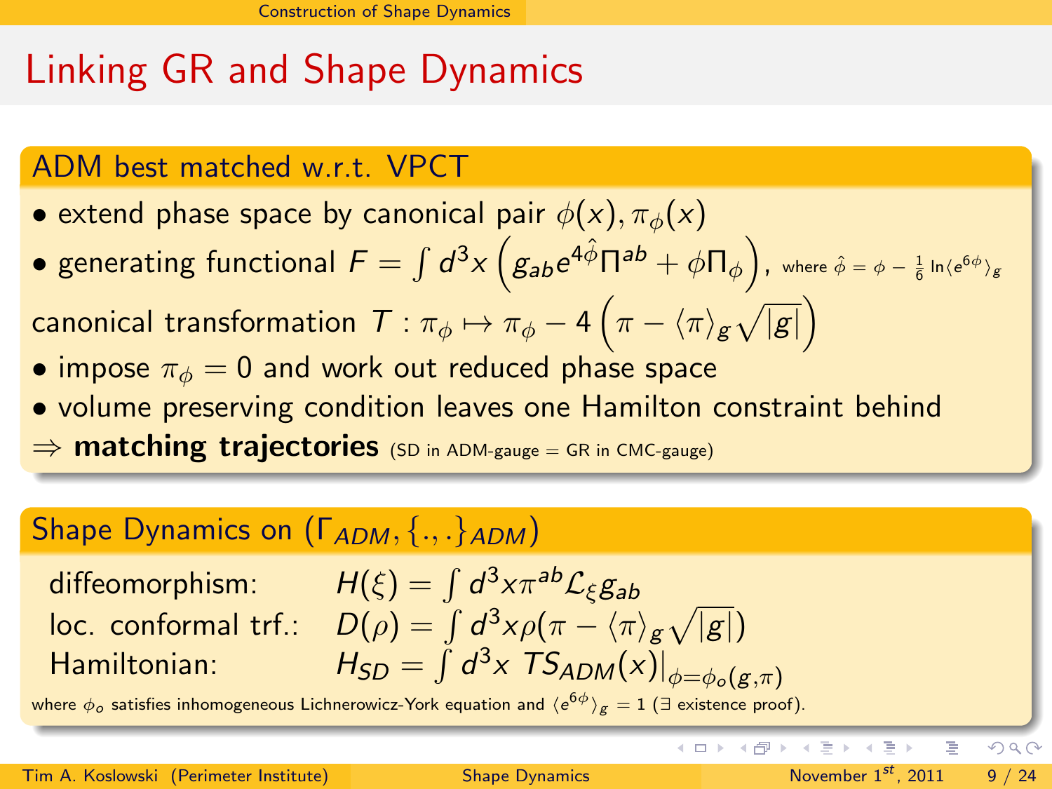# Linking GR and Shape Dynamics

## ADM best matched w.r.t. VPCT

- extend phase space by canonical pair $\phi(x), \pi_\phi(x)$
- generating functional $F = \int d^3x \left( g_{ab} e^{4\hat{\phi}} \Pi^{ab} + \phi \Pi_\phi \right)$, where $\hat{\phi} = \phi - \frac{1}{6} \ln \langle e^{6\phi} \rangle_g$

canonical transformation $T : \pi_\phi \mapsto \pi_\phi - 4 \left( \pi - \langle \pi \rangle_g \sqrt{|g|} \right)$

- impose $\pi_\phi = 0$ and work out reduced phase space
- volume preserving condition leaves one Hamilton constraint behind

$\Rightarrow$ **matching trajectories** (SD in ADM-gauge = GR in CMC-gauge)

## Shape Dynamics on $(\Gamma_{ADM}, \{.,.\}_{ADM})$

| | |
|---|---|
| diffeomorphism: | $H(\xi) = \int d^3x \pi^{ab} \mathcal{L}_\xi g_{ab}$ |
| loc. conformal trf.: | $D(\rho) = \int d^3x \rho (\pi - \langle \pi \rangle_g \sqrt{|g|})$ |
| Hamiltonian: | $H_{SD} = \int d^3x \; TS_{ADM}(x)\big|_{\phi = \phi_o(g,\pi)}$ |

where $\phi_o$ satisfies inhomogeneous Lichnerowicz-York equation and $\langle e^{6\phi} \rangle_g = 1$ ($\exists$ existence proof).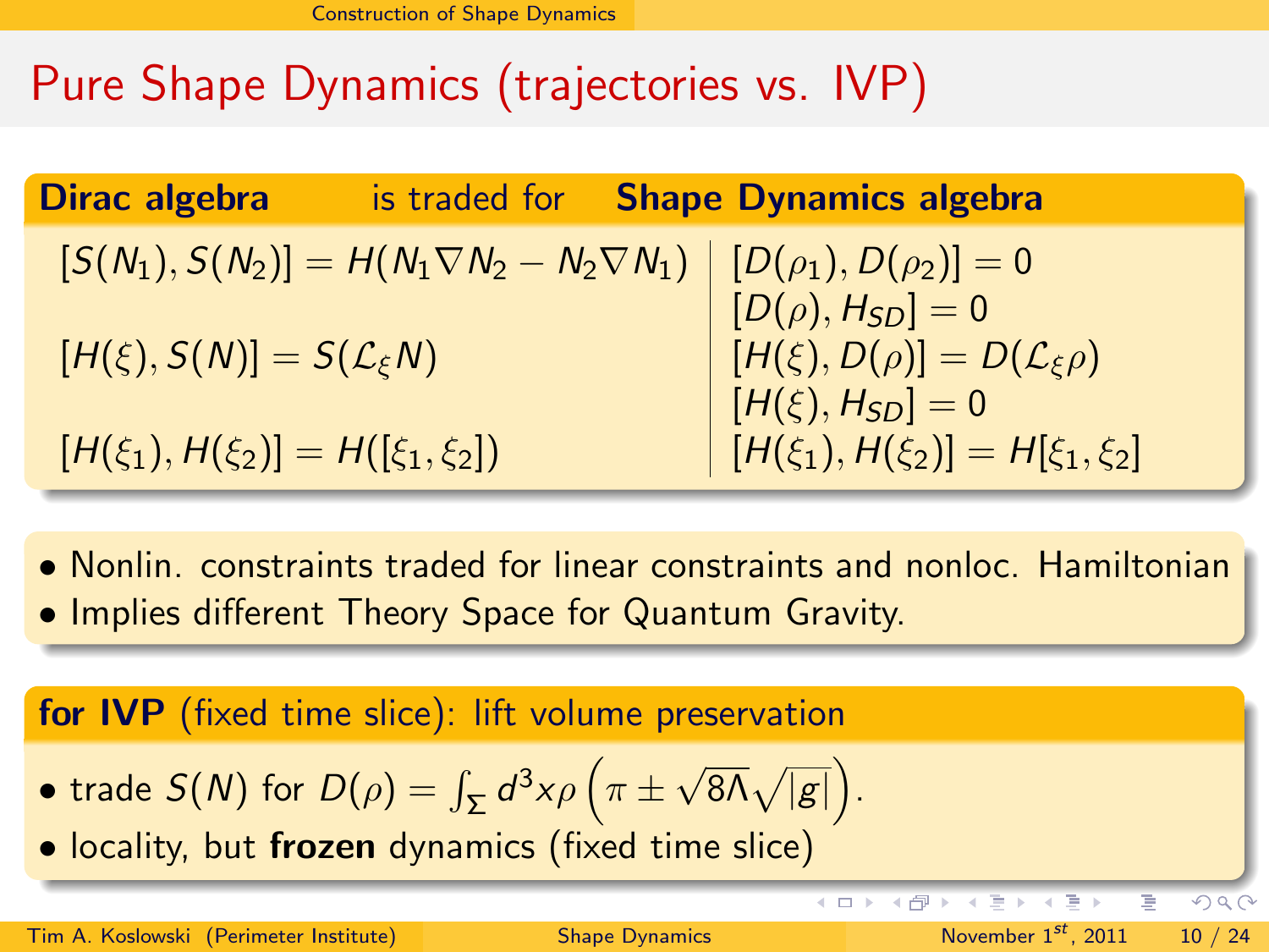# Pure Shape Dynamics (trajectories vs. IVP)

**Dirac algebra** is traded for **Shape Dynamics algebra**

| Dirac algebra | Shape Dynamics algebra |
| --- | --- |
| $[S(N_1), S(N_2)] = H(N_1 \nabla N_2 - N_2 \nabla N_1)$ | $[D(\rho_1), D(\rho_2)] = 0$ |
| | $[D(\rho), H_{SD}] = 0$ |
| $[H(\xi), S(N)] = S(\mathcal{L}_\xi N)$ | $[H(\xi), D(\rho)] = D(\mathcal{L}_\xi \rho)$ |
| | $[H(\xi), H_{SD}] = 0$ |
| $[H(\xi_1), H(\xi_2)] = H([\xi_1, \xi_2])$ | $[H(\xi_1), H(\xi_2)] = H[\xi_1, \xi_2]$ |

- Nonlin. constraints traded for linear constraints and nonloc. Hamiltonian
- Implies different Theory Space for Quantum Gravity.

**for IVP** (fixed time slice): lift volume preservation

- trade $S(N)$ for $D(\rho) = \int_\Sigma d^3x \rho \left(\pi \pm \sqrt{8\Lambda}\sqrt{|g|}\right)$.
- locality, but **frozen** dynamics (fixed time slice)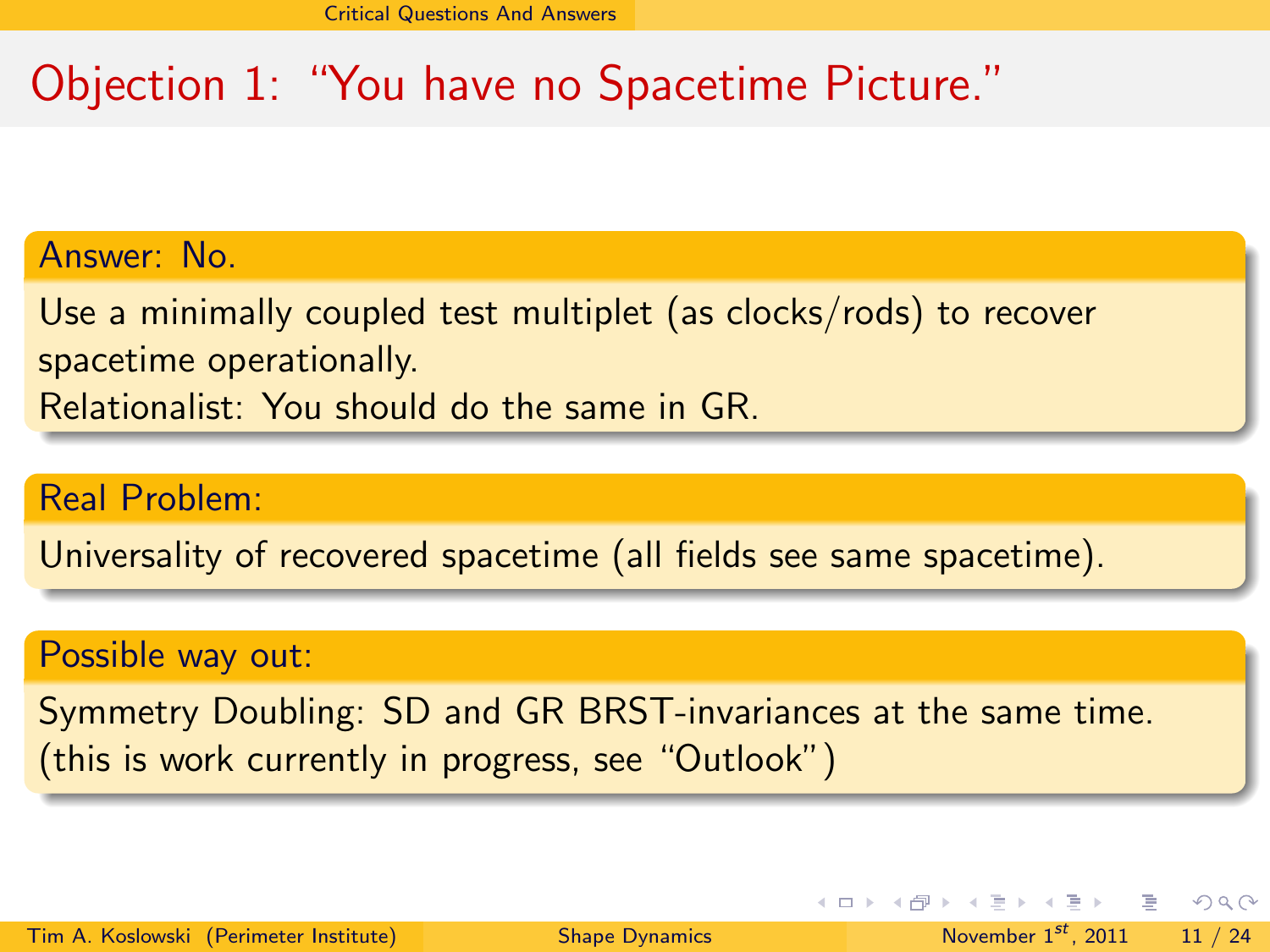# Objection 1: "You have no Spacetime Picture."

### Answer: No.

Use a minimally coupled test multiplet (as clocks/rods) to recover spacetime operationally.
Relationalist: You should do the same in GR.

### Real Problem:

Universality of recovered spacetime (all fields see same spacetime).

### Possible way out:

Symmetry Doubling: SD and GR BRST-invariances at the same time.
(this is work currently in progress, see "Outlook")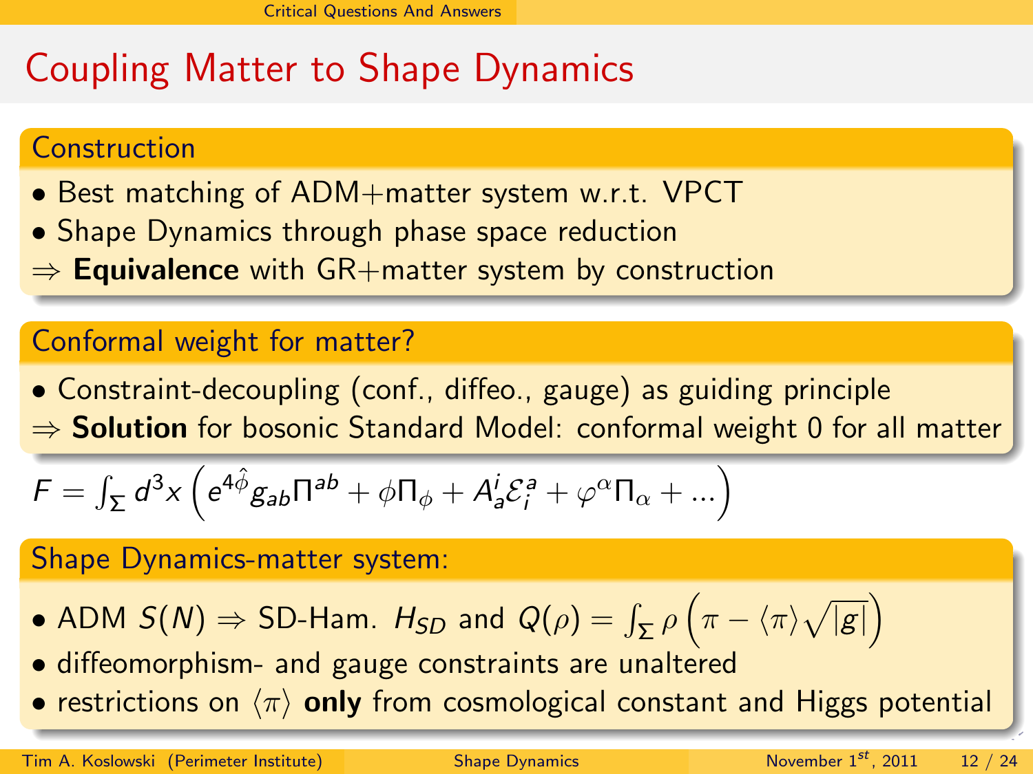# Coupling Matter to Shape Dynamics

## Construction

- Best matching of ADM+matter system w.r.t. VPCT
- Shape Dynamics through phase space reduction

$\Rightarrow$ **Equivalence** with GR+matter system by construction

## Conformal weight for matter?

- Constraint-decoupling (conf., diffeo., gauge) as guiding principle

$\Rightarrow$ **Solution** for bosonic Standard Model: conformal weight 0 for all matter

$$F = \int_\Sigma d^3x \left( e^{4\hat{\phi}} g_{ab} \Pi^{ab} + \phi \Pi_\phi + A^i_a \mathcal{E}^a_i + \varphi^\alpha \Pi_\alpha + ... \right)$$

## Shape Dynamics-matter system:

- ADM $S(N) \Rightarrow$ SD-Ham. $H_{SD}$ and $Q(\rho) = \int_\Sigma \rho \left( \pi - \langle \pi \rangle \sqrt{|g|} \right)$
- diffeomorphism- and gauge constraints are unaltered
- restrictions on $\langle \pi \rangle$ **only** from cosmological constant and Higgs potential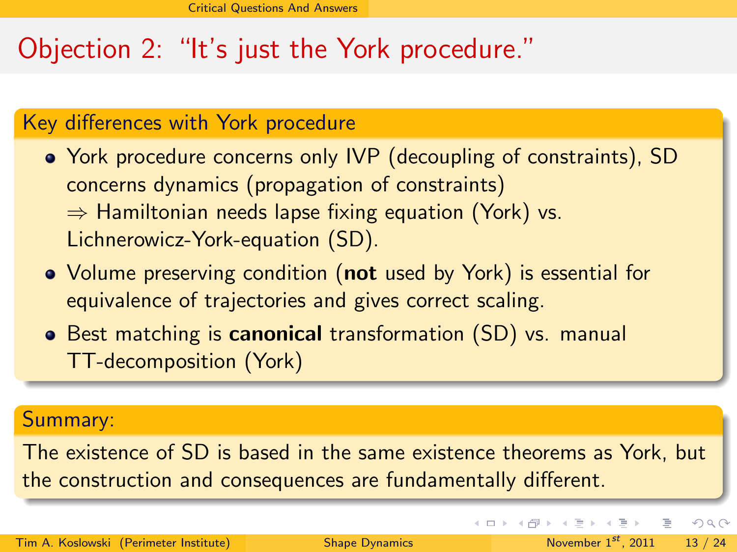# Objection 2: "It's just the York procedure."

## Key differences with York procedure

- York procedure concerns only IVP (decoupling of constraints), SD concerns dynamics (propagation of constraints)
  $\Rightarrow$ Hamiltonian needs lapse fixing equation (York) vs. Lichnerowicz-York-equation (SD).
- Volume preserving condition (**not** used by York) is essential for equivalence of trajectories and gives correct scaling.
- Best matching is **canonical** transformation (SD) vs. manual TT-decomposition (York)

## Summary:

The existence of SD is based in the same existence theorems as York, but the construction and consequences are fundamentally different.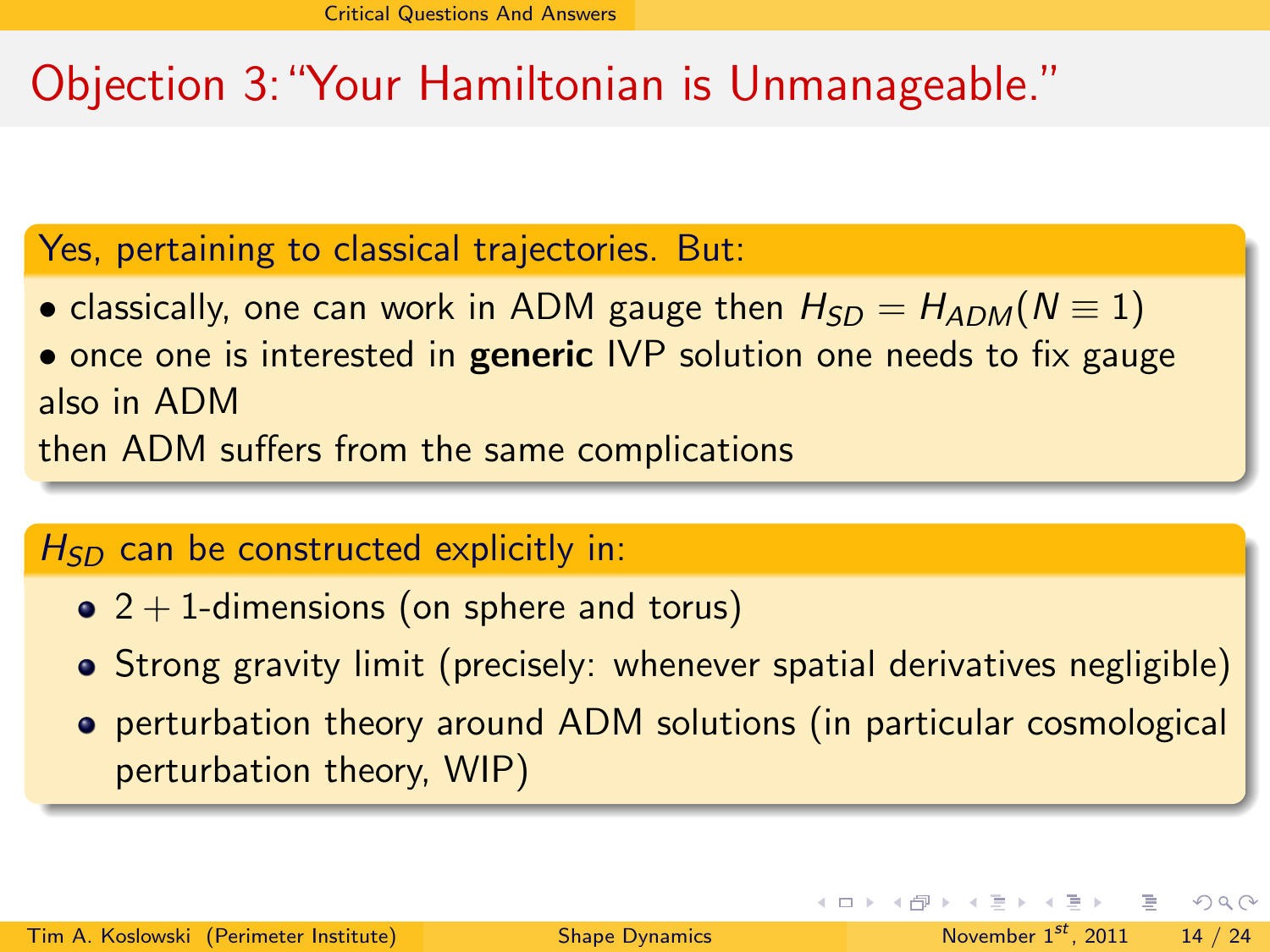# Objection 3: "Your Hamiltonian is Unmanageable."

**Yes, pertaining to classical trajectories. But:**

• classically, one can work in ADM gauge then $H_{SD} = H_{ADM}(N \equiv 1)$
• once one is interested in **generic** IVP solution one needs to fix gauge also in ADM
then ADM suffers from the same complications

**$H_{SD}$ can be constructed explicitly in:**

- $2+1$-dimensions (on sphere and torus)
- Strong gravity limit (precisely: whenever spatial derivatives negligible)
- perturbation theory around ADM solutions (in particular cosmological perturbation theory, WIP)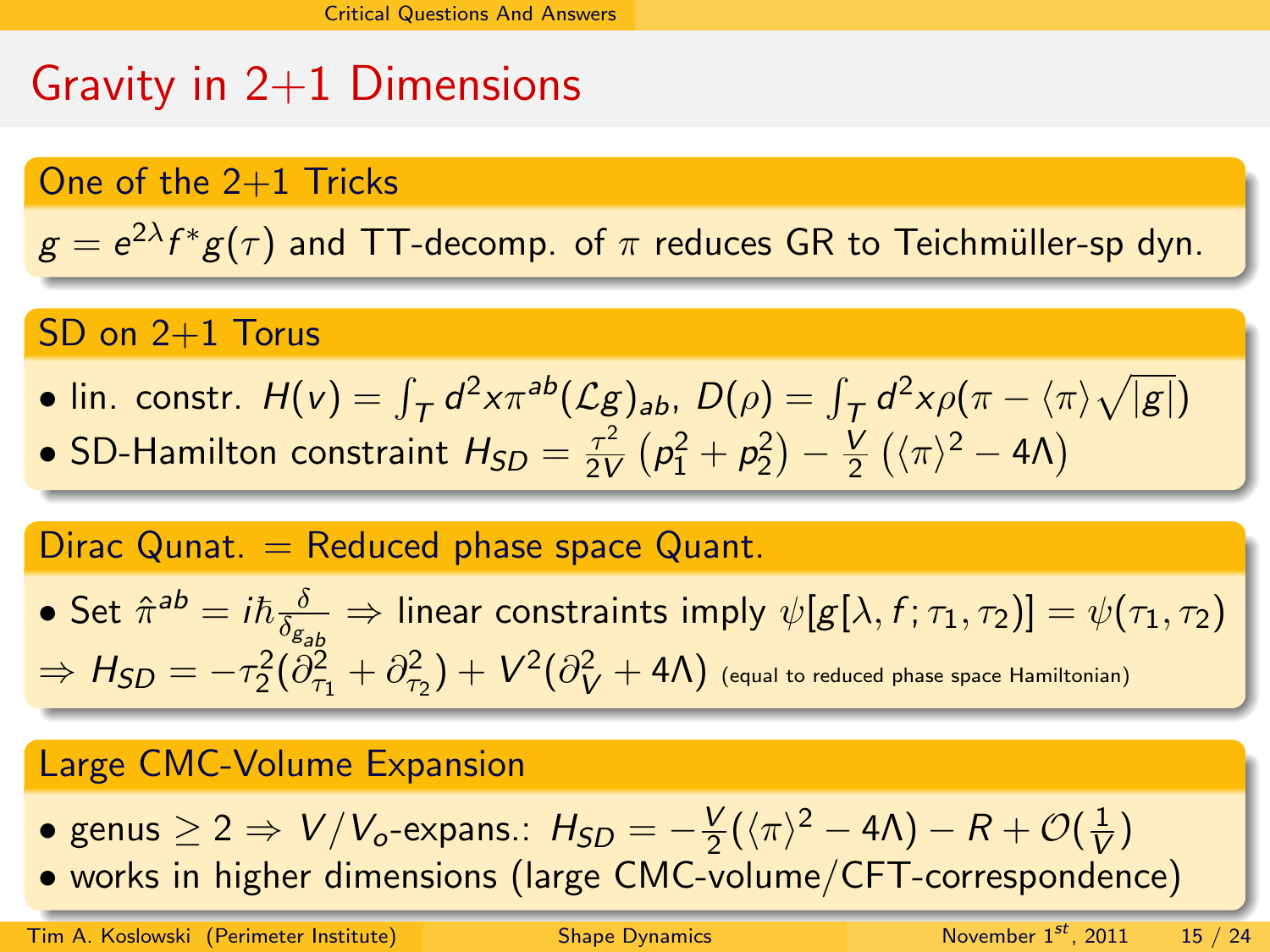# Gravity in 2+1 Dimensions

### One of the 2+1 Tricks

$g = e^{2\lambda} f^* g(\tau)$ and TT-decomp. of $\pi$ reduces GR to Teichmüller-sp dyn.

### SD on 2+1 Torus

- lin. constr. $H(v) = \int_T d^2x \pi^{ab} (\mathcal{L}g)_{ab}$, $D(\rho) = \int_T d^2x \rho(\pi - \langle \pi \rangle \sqrt{|g|})$
- SD-Hamilton constraint $H_{SD} = \frac{\tau^2}{2V}\left(p_1^2 + p_2^2\right) - \frac{V}{2}\left(\langle \pi \rangle^2 - 4\Lambda\right)$

### Dirac Qunat. = Reduced phase space Quant.

- Set $\hat{\pi}^{ab} = i\hbar \frac{\delta}{\delta_{g_{ab}}} \Rightarrow$ linear constraints imply $\psi[g[\lambda, f; \tau_1, \tau_2)] = \psi(\tau_1, \tau_2)$

$\Rightarrow H_{SD} = -\tau_2^2(\partial_{\tau_1}^2 + \partial_{\tau_2}^2) + V^2(\partial_V^2 + 4\Lambda)$ (equal to reduced phase space Hamiltonian)

### Large CMC-Volume Expansion

- genus $\geq 2 \Rightarrow V/V_o$-expans.: $H_{SD} = -\frac{V}{2}(\langle \pi \rangle^2 - 4\Lambda) - R + \mathcal{O}(\frac{1}{V})$
- works in higher dimensions (large CMC-volume/CFT-correspondence)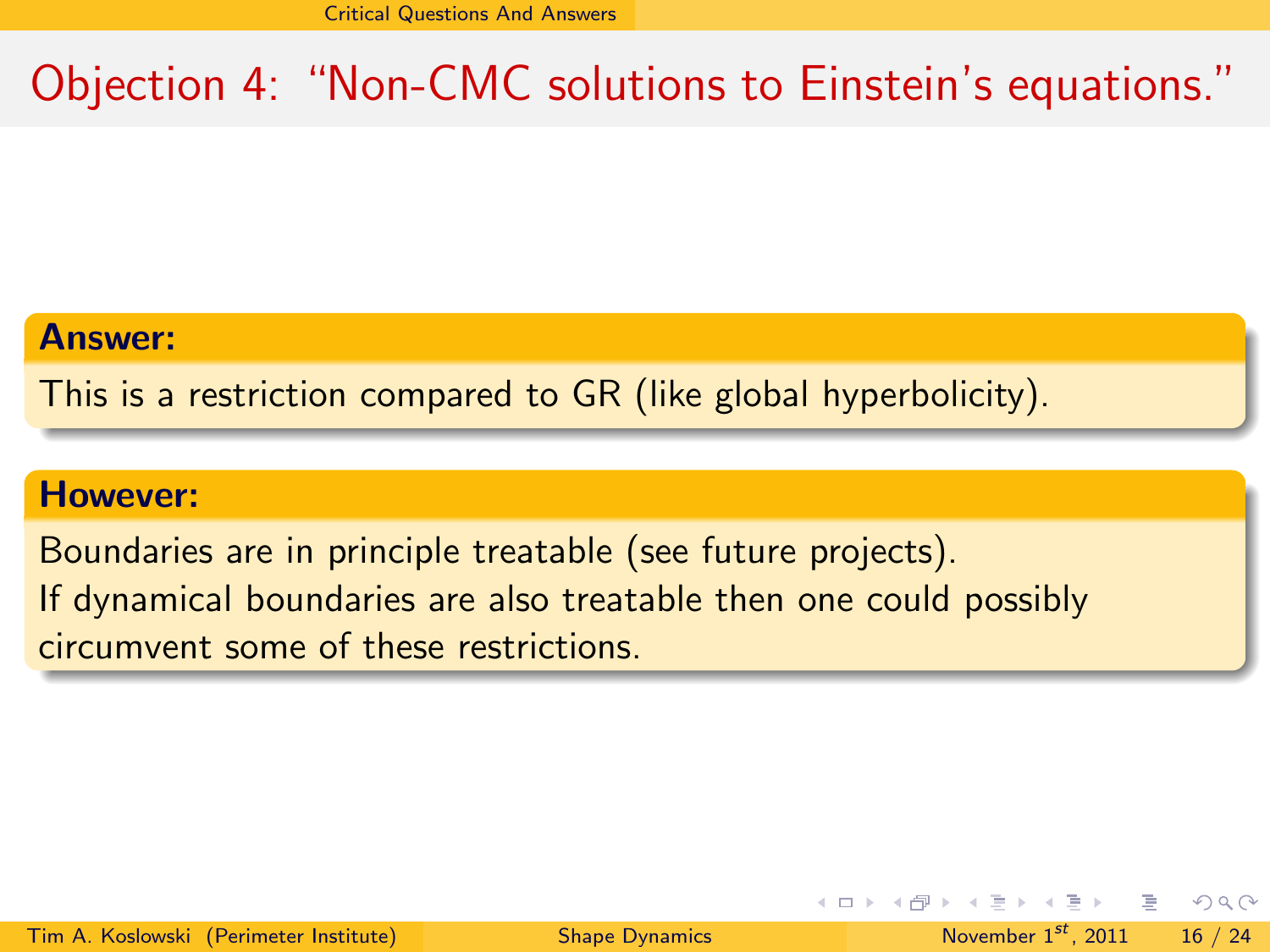# Objection 4: “Non-CMC solutions to Einstein’s equations.”

**Answer:**

This is a restriction compared to GR (like global hyperbolicity).

**However:**

Boundaries are in principle treatable (see future projects).
If dynamical boundaries are also treatable then one could possibly circumvent some of these restrictions.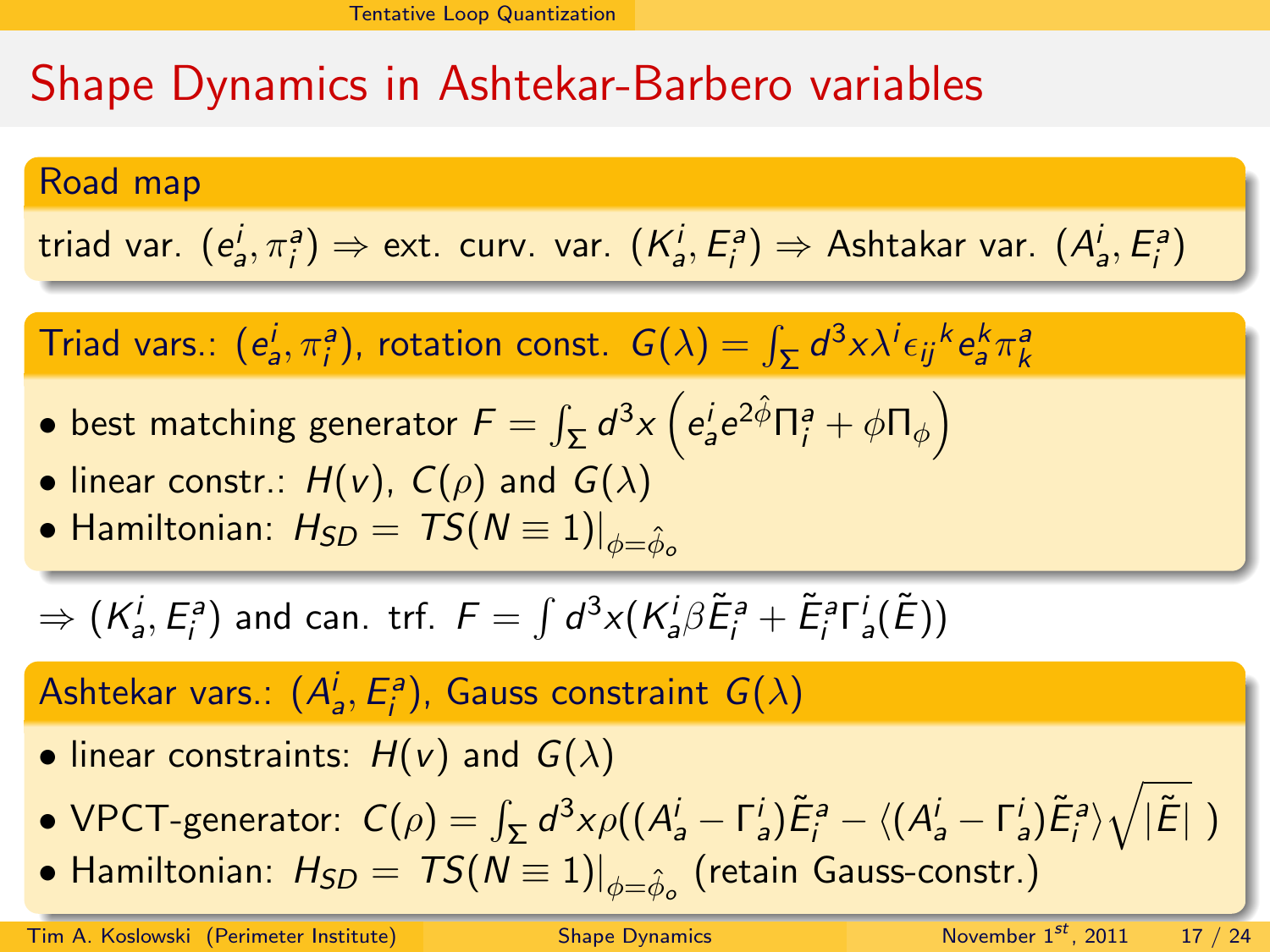# Shape Dynamics in Ashtekar-Barbero variables

## Road map

triad var. $(e^i_a, \pi^a_i) \Rightarrow$ ext. curv. var. $(K^i_a, E^a_i) \Rightarrow$ Ashtakar var. $(A^i_a, E^a_i)$

## Triad vars.: $(e^i_a, \pi^a_i)$, rotation const. $G(\lambda) = \int_\Sigma d^3x \lambda^i \epsilon_{ij}{}^k e^k_a \pi^a_k$

- best matching generator $F = \int_\Sigma d^3x \left( e^i_a e^{2\hat{\phi}} \Pi^a_i + \phi \Pi_\phi \right)$
- linear constr.: $H(v)$, $C(\rho)$ and $G(\lambda)$
- Hamiltonian: $H_{SD} = TS(N \equiv 1)|_{\phi = \hat{\phi}_o}$

$\Rightarrow (K^i_a, E^a_i)$ and can. trf. $F = \int d^3x (K^i_a \beta \tilde{E}^a_i + \tilde{E}^a_i \Gamma^i_a(\tilde{E}))$

## Ashtekar vars.: $(A^i_a, E^a_i)$, Gauss constraint $G(\lambda)$

- linear constraints: $H(v)$ and $G(\lambda)$
- VPCT-generator: $C(\rho) = \int_\Sigma d^3x \rho((A^i_a - \Gamma^i_a)\tilde{E}^a_i - \langle (A^i_a - \Gamma^i_a)\tilde{E}^a_i \rangle \sqrt{|\tilde{E}|}\ )$
- Hamiltonian: $H_{SD} = TS(N \equiv 1)|_{\phi = \hat{\phi}_o}$ (retain Gauss-constr.)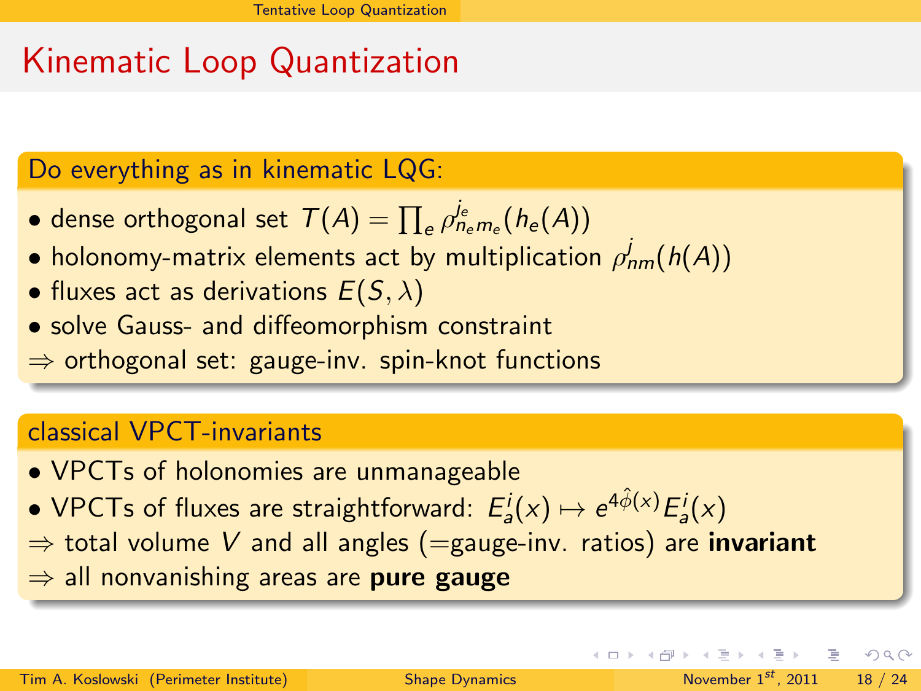# Kinematic Loop Quantization

## Do everything as in kinematic LQG:

- dense orthogonal set $T(A) = \prod_e \rho^{j_e}_{n_e m_e}(h_e(A))$
- holonomy-matrix elements act by multiplication $\rho^j_{nm}(h(A))$
- fluxes act as derivations $E(S, \lambda)$
- solve Gauss- and diffeomorphism constraint

$\Rightarrow$ orthogonal set: gauge-inv. spin-knot functions

## classical VPCT-invariants

- VPCTs of holonomies are unmanageable
- VPCTs of fluxes are straightforward: $E^i_a(x) \mapsto e^{4\hat{\phi}(x)} E^i_a(x)$

$\Rightarrow$ total volume $V$ and all angles (=gauge-inv. ratios) are **invariant**

$\Rightarrow$ all nonvanishing areas are **pure gauge**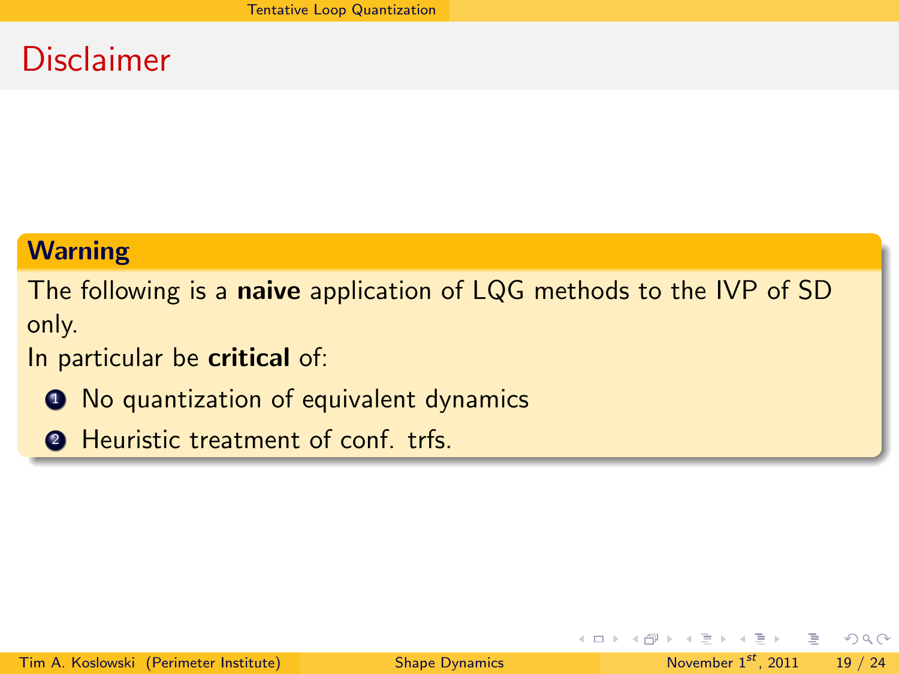# Disclaimer

**Warning**

The following is a **naive** application of LQG methods to the IVP of SD only.

In particular be **critical** of:

1. No quantization of equivalent dynamics
2. Heuristic treatment of conf. trfs.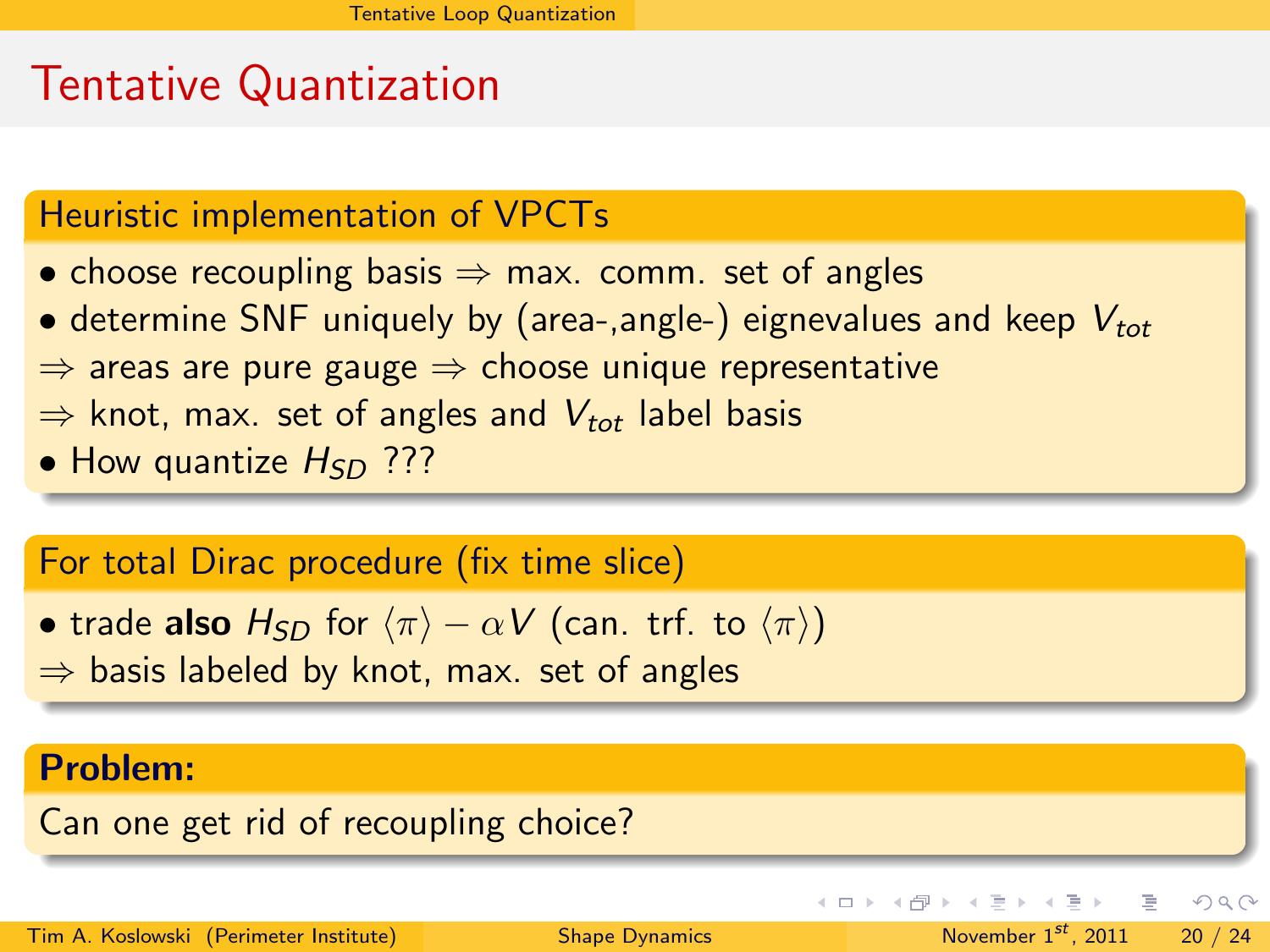# Tentative Quantization

## Heuristic implementation of VPCTs

- choose recoupling basis $\Rightarrow$ max. comm. set of angles
- determine SNF uniquely by (area-,angle-) eignevalues and keep $V_{tot}$

$\Rightarrow$ areas are pure gauge $\Rightarrow$ choose unique representative

$\Rightarrow$ knot, max. set of angles and $V_{tot}$ label basis

- How quantize $H_{SD}$ ???

## For total Dirac procedure (fix time slice)

- trade **also** $H_{SD}$ for $\langle \pi \rangle - \alpha V$ (can. trf. to $\langle \pi \rangle$)

$\Rightarrow$ basis labeled by knot, max. set of angles

## Problem:

Can one get rid of recoupling choice?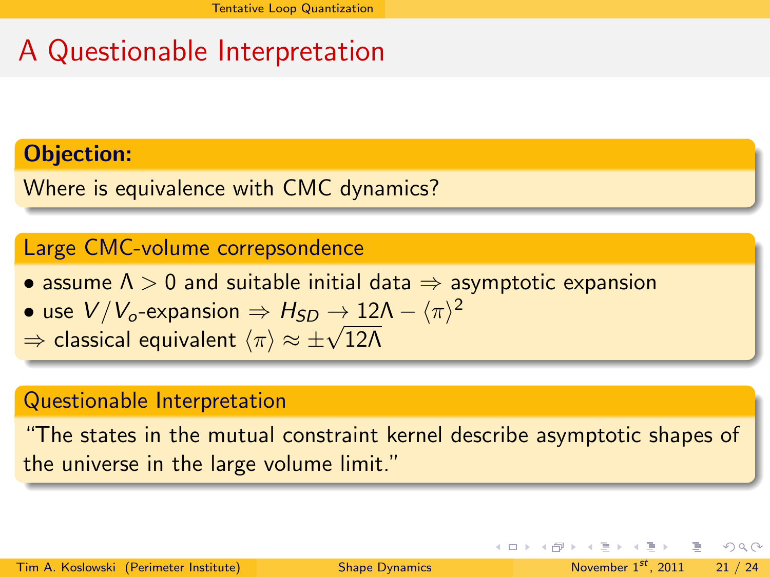# A Questionable Interpretation

**Objection:**

Where is equivalence with CMC dynamics?

**Large CMC-volume correpsondence**

- assume $\Lambda > 0$ and suitable initial data $\Rightarrow$ asymptotic expansion
- use $V/V_o$-expansion $\Rightarrow H_{SD} \to 12\Lambda - \langle\pi\rangle^2$

$\Rightarrow$ classical equivalent $\langle\pi\rangle \approx \pm\sqrt{12\Lambda}$

**Questionable Interpretation**

"The states in the mutual constraint kernel describe asymptotic shapes of the universe in the large volume limit."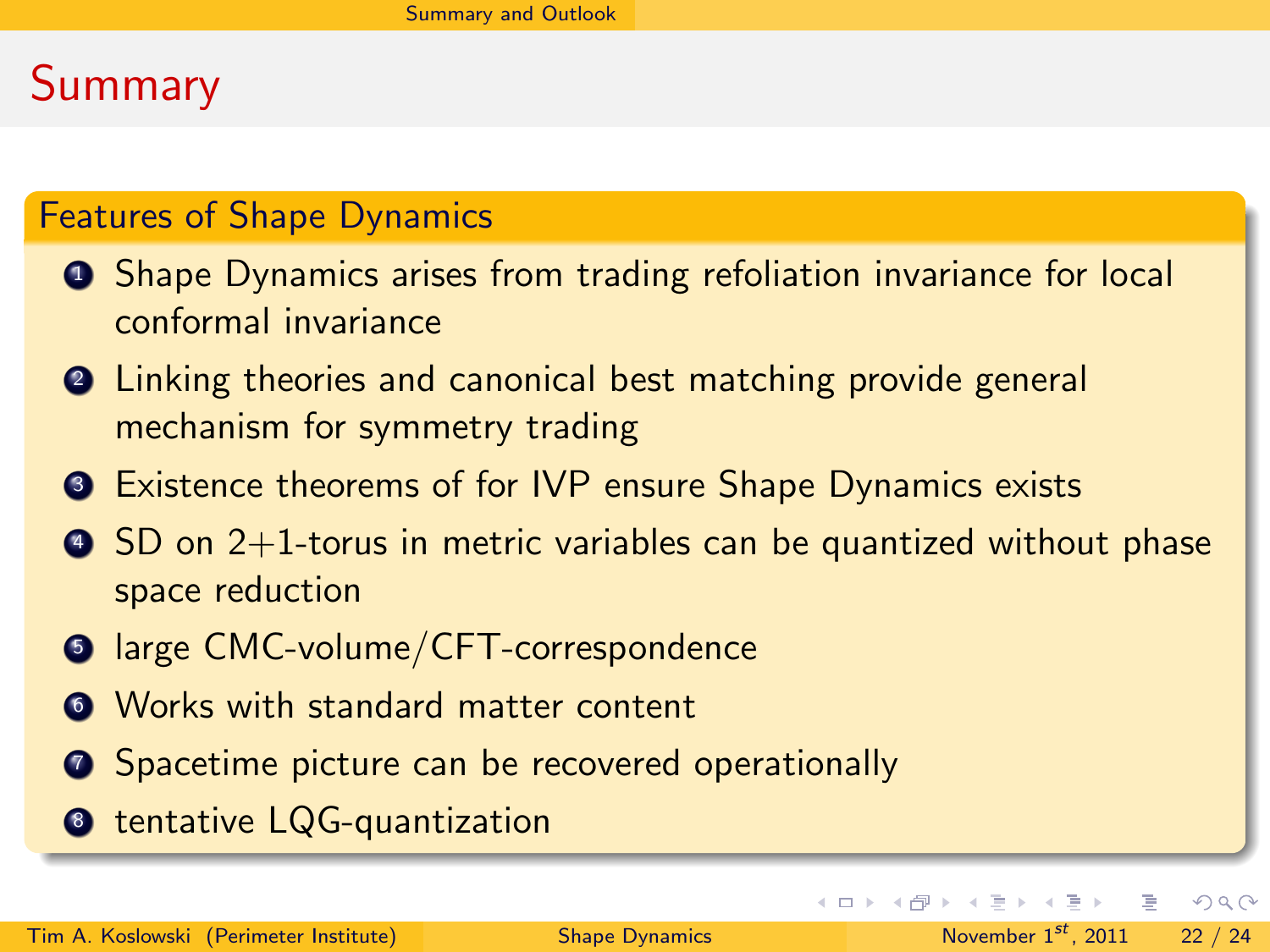# Summary

## Features of Shape Dynamics

1. Shape Dynamics arises from trading refoliation invariance for local conformal invariance
2. Linking theories and canonical best matching provide general mechanism for symmetry trading
3. Existence theorems of for IVP ensure Shape Dynamics exists
4. SD on 2+1-torus in metric variables can be quantized without phase space reduction
5. large CMC-volume/CFT-correspondence
6. Works with standard matter content
7. Spacetime picture can be recovered operationally
8. tentative LQG-quantization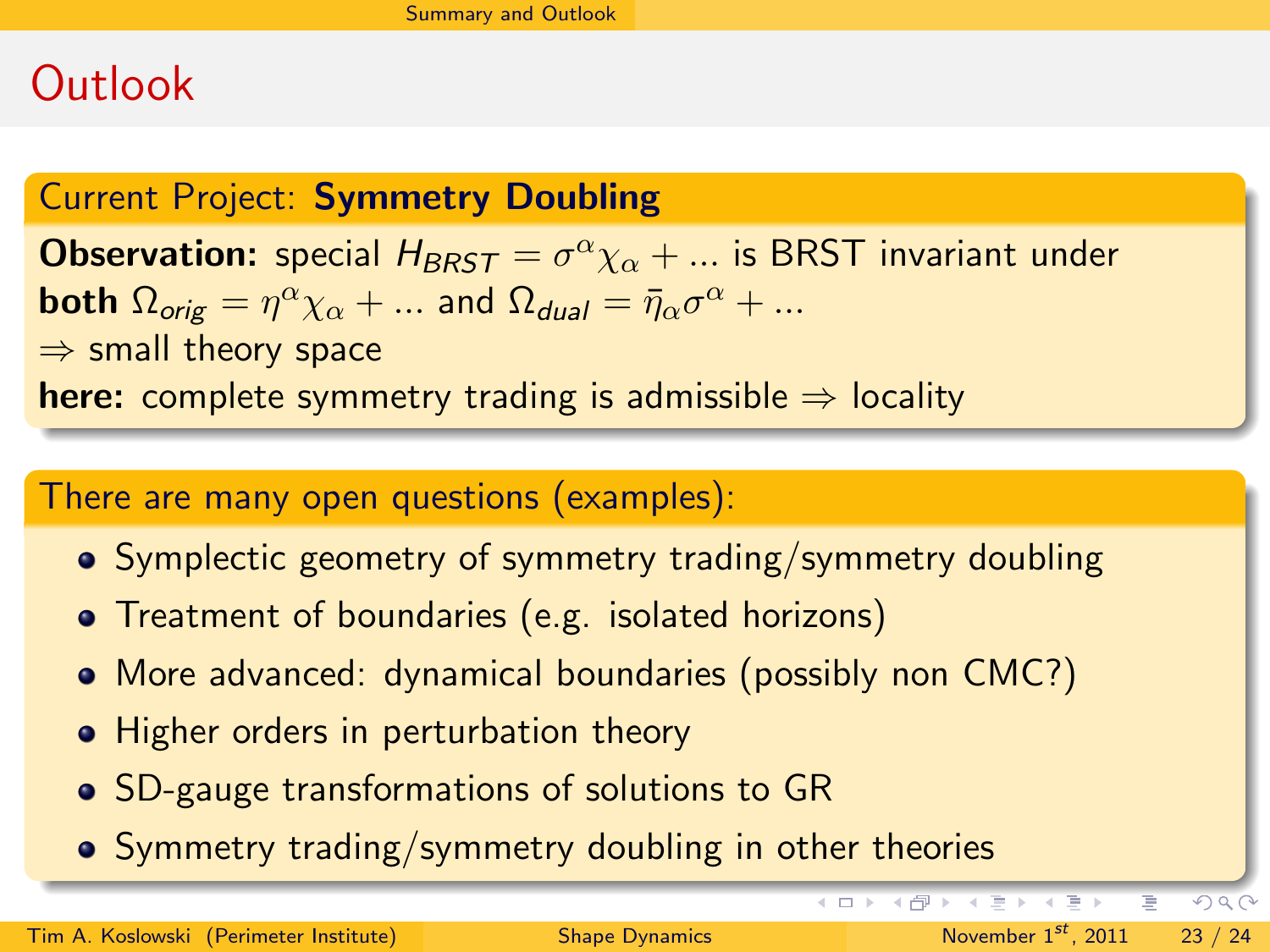# Outlook

**Current Project: Symmetry Doubling**

**Observation:** special $H_{BRST} = \sigma^\alpha \chi_\alpha + ...$ is BRST invariant under **both** $\Omega_{orig} = \eta^\alpha \chi_\alpha + ...$ and $\Omega_{dual} = \bar{\eta}_\alpha \sigma^\alpha + ...$
$\Rightarrow$ small theory space
**here:** complete symmetry trading is admissible $\Rightarrow$ locality

**There are many open questions (examples):**

- Symplectic geometry of symmetry trading/symmetry doubling
- Treatment of boundaries (e.g. isolated horizons)
- More advanced: dynamical boundaries (possibly non CMC?)
- Higher orders in perturbation theory
- SD-gauge transformations of solutions to GR
- Symmetry trading/symmetry doubling in other theories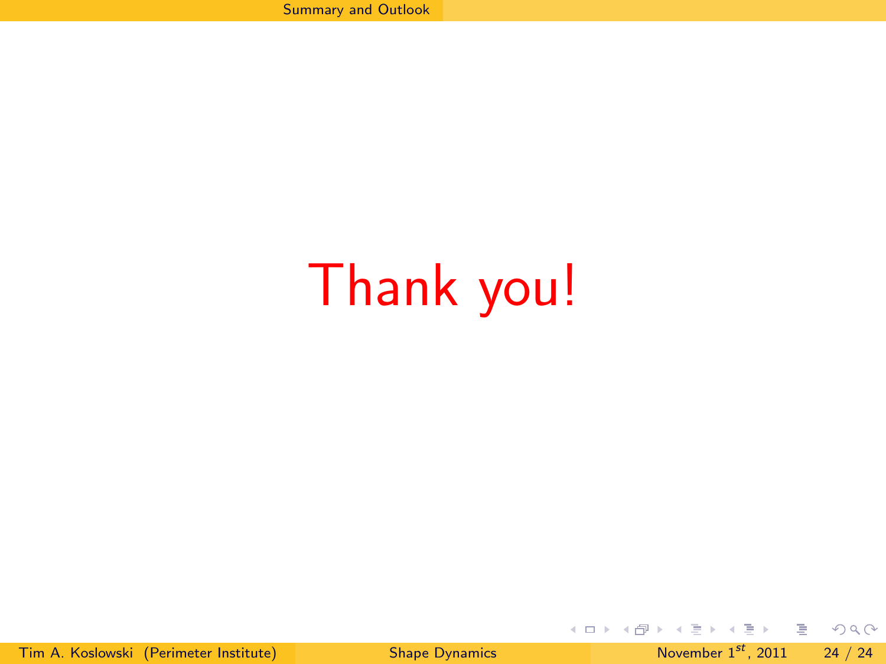Thank you!